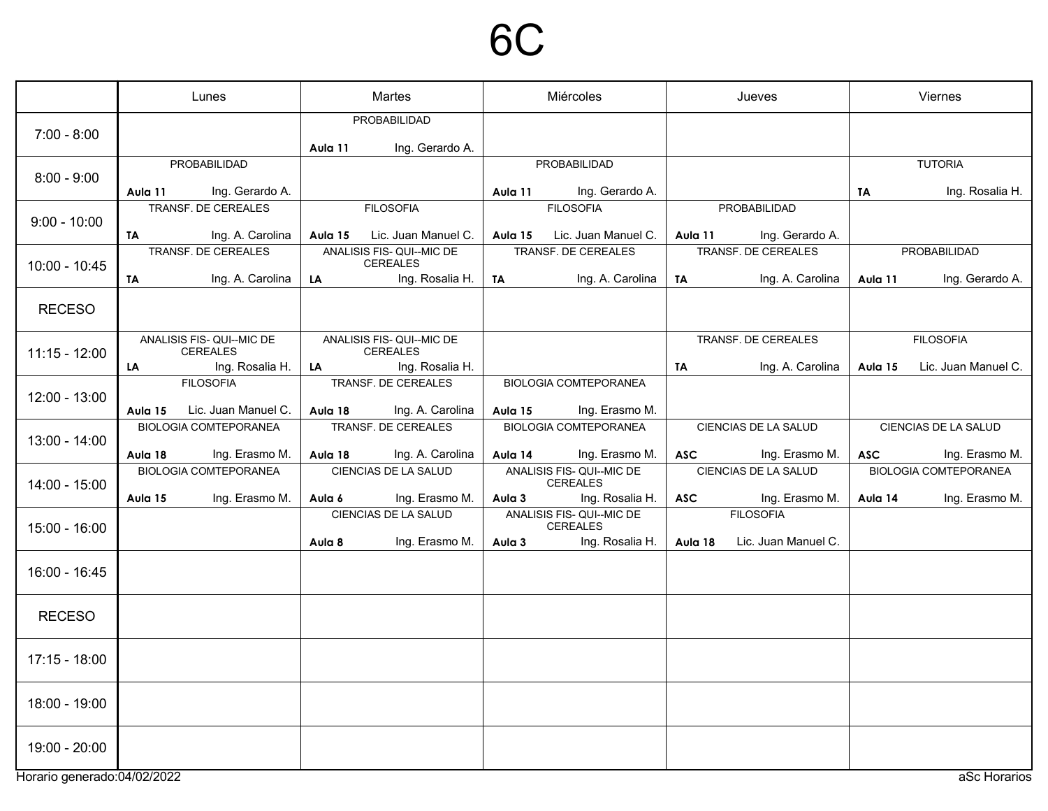# 6C

| | Lunes | Martes | Miércoles | Jueves | Viernes |
|---|---|---|---|---|---|
| 7:00 - 8:00 | | PROBABILIDAD Aula 11 Ing. Gerardo A. | | | |
| 8:00 - 9:00 | PROBABILIDAD Aula 11 Ing. Gerardo A. | | PROBABILIDAD Aula 11 Ing. Gerardo A. | | TUTORIA TA Ing. Rosalia H. |
| 9:00 - 10:00 | TRANSF. DE CEREALES TA Ing. A. Carolina | FILOSOFIA Aula 15 Lic. Juan Manuel C. | FILOSOFIA Aula 15 Lic. Juan Manuel C. | PROBABILIDAD Aula 11 Ing. Gerardo A. | |
| 10:00 - 10:45 | TRANSF. DE CEREALES TA Ing. A. Carolina | ANALISIS FIS- QUI--MIC DE CEREALES LA Ing. Rosalia H. | TRANSF. DE CEREALES TA Ing. A. Carolina | TRANSF. DE CEREALES TA Ing. A. Carolina | PROBABILIDAD Aula 11 Ing. Gerardo A. |
| RECESO | | | | | |
| 11:15 - 12:00 | ANALISIS FIS- QUI--MIC DE CEREALES LA Ing. Rosalia H. | ANALISIS FIS- QUI--MIC DE CEREALES LA Ing. Rosalia H. | | TRANSF. DE CEREALES TA Ing. A. Carolina | FILOSOFIA Aula 15 Lic. Juan Manuel C. |
| 12:00 - 13:00 | FILOSOFIA Aula 15 Lic. Juan Manuel C. | TRANSF. DE CEREALES Aula 18 Ing. A. Carolina | BIOLOGIA COMTEPORANEA Aula 15 Ing. Erasmo M. | | |
| 13:00 - 14:00 | BIOLOGIA COMTEPORANEA Aula 18 Ing. Erasmo M. | TRANSF. DE CEREALES Aula 18 Ing. A. Carolina | BIOLOGIA COMTEPORANEA Aula 14 Ing. Erasmo M. | CIENCIAS DE LA SALUD ASC Ing. Erasmo M. | CIENCIAS DE LA SALUD ASC Ing. Erasmo M. |
| 14:00 - 15:00 | BIOLOGIA COMTEPORANEA Aula 15 Ing. Erasmo M. | CIENCIAS DE LA SALUD Aula 6 Ing. Erasmo M. | ANALISIS FIS- QUI--MIC DE CEREALES Aula 3 Ing. Rosalia H. | CIENCIAS DE LA SALUD ASC Ing. Erasmo M. | BIOLOGIA COMTEPORANEA Aula 14 Ing. Erasmo M. |
| 15:00 - 16:00 | | CIENCIAS DE LA SALUD Aula 8 Ing. Erasmo M. | ANALISIS FIS- QUI--MIC DE CEREALES Aula 3 Ing. Rosalia H. | FILOSOFIA Aula 18 Lic. Juan Manuel C. | |
| 16:00 - 16:45 | | | | | |
| RECESO | | | | | |
| 17:15 - 18:00 | | | | | |
| 18:00 - 19:00 | | | | | |
| 19:00 - 20:00 | | | | | |

Horario generado:04/02/2022

aSc Horarios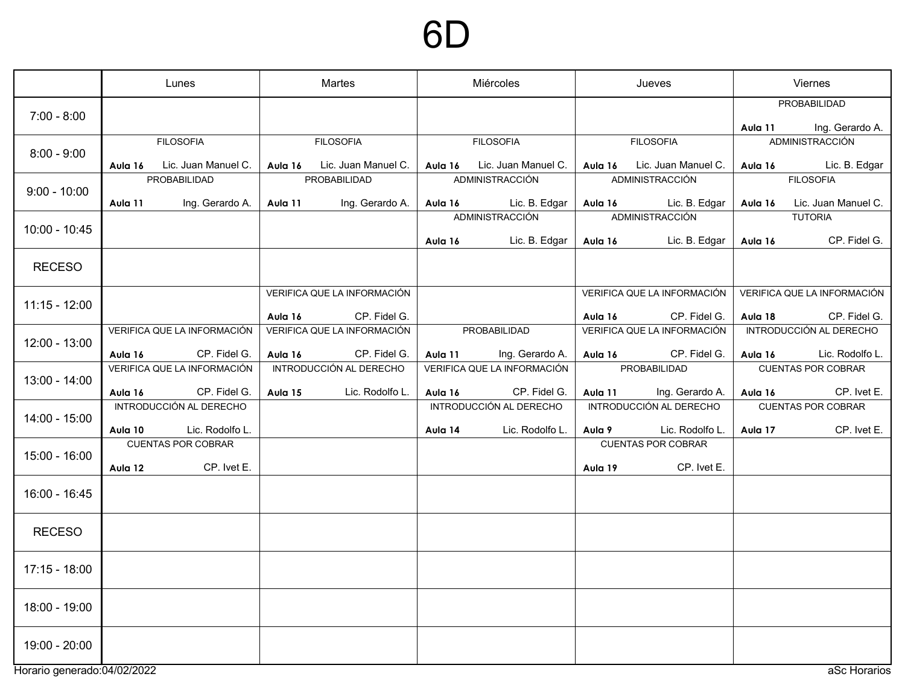# 6D

| | Lunes | Martes | Miércoles | Jueves | Viernes |
|---|---|---|---|---|---|
| 7:00 - 8:00 | | | | | PROBABILIDAD Aula 11 Ing. Gerardo A. |
| 8:00 - 9:00 | FILOSOFIA Aula 16 Lic. Juan Manuel C. | FILOSOFIA Aula 16 Lic. Juan Manuel C. | FILOSOFIA Aula 16 Lic. Juan Manuel C. | FILOSOFIA Aula 16 Lic. Juan Manuel C. | ADMINISTRACCIÓN Aula 16 Lic. B. Edgar |
| 9:00 - 10:00 | PROBABILIDAD Aula 11 Ing. Gerardo A. | PROBABILIDAD Aula 11 Ing. Gerardo A. | ADMINISTRACCIÓN Aula 16 Lic. B. Edgar | ADMINISTRACCIÓN Aula 16 Lic. B. Edgar | FILOSOFIA Aula 16 Lic. Juan Manuel C. |
| 10:00 - 10:45 | | | ADMINISTRACCIÓN Aula 16 Lic. B. Edgar | ADMINISTRACCIÓN Aula 16 Lic. B. Edgar | TUTORIA Aula 16 CP. Fidel G. |
| RECESO | | | | | |
| 11:15 - 12:00 | | VERIFICA QUE LA INFORMACIÓN Aula 16 CP. Fidel G. | | VERIFICA QUE LA INFORMACIÓN Aula 16 CP. Fidel G. | VERIFICA QUE LA INFORMACIÓN Aula 18 CP. Fidel G. |
| 12:00 - 13:00 | VERIFICA QUE LA INFORMACIÓN Aula 16 CP. Fidel G. | VERIFICA QUE LA INFORMACIÓN Aula 16 CP. Fidel G. | PROBABILIDAD Aula 11 Ing. Gerardo A. | VERIFICA QUE LA INFORMACIÓN Aula 16 CP. Fidel G. | INTRODUCCIÓN AL DERECHO Aula 16 Lic. Rodolfo L. |
| 13:00 - 14:00 | VERIFICA QUE LA INFORMACIÓN Aula 16 CP. Fidel G. | INTRODUCCIÓN AL DERECHO Aula 15 Lic. Rodolfo L. | VERIFICA QUE LA INFORMACIÓN Aula 16 CP. Fidel G. | PROBABILIDAD Aula 11 Ing. Gerardo A. | CUENTAS POR COBRAR Aula 16 CP. Ivet E. |
| 14:00 - 15:00 | INTRODUCCIÓN AL DERECHO Aula 10 Lic. Rodolfo L. | | INTRODUCCIÓN AL DERECHO Aula 14 Lic. Rodolfo L. | INTRODUCCIÓN AL DERECHO Aula 9 Lic. Rodolfo L. | CUENTAS POR COBRAR Aula 17 CP. Ivet E. |
| 15:00 - 16:00 | CUENTAS POR COBRAR Aula 12 CP. Ivet E. | | | CUENTAS POR COBRAR Aula 19 CP. Ivet E. | |
| 16:00 - 16:45 | | | | | |
| RECESO | | | | | |
| 17:15 - 18:00 | | | | | |
| 18:00 - 19:00 | | | | | |
| 19:00 - 20:00 | | | | | |

Horario generado:04/02/2022 — aSc Horarios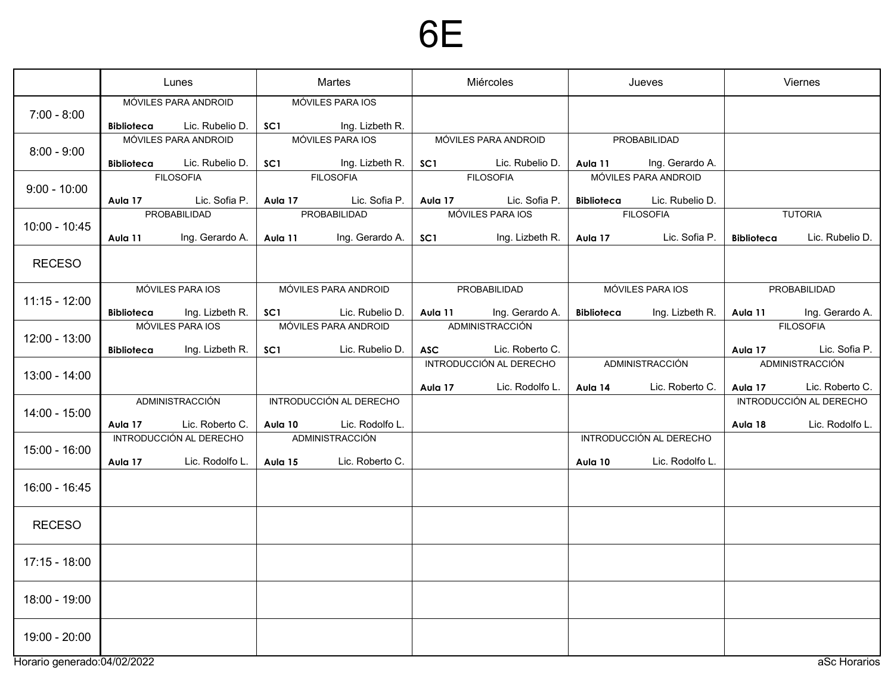# 6E

| | Lunes | Martes | Miércoles | Jueves | Viernes |
|---|---|---|---|---|---|
| 7:00 - 8:00 | MÓVILES PARA ANDROID **Biblioteca** Lic. Rubelio D. | MÓVILES PARA IOS **SC1** Ing. Lizbeth R. | | | |
| 8:00 - 9:00 | MÓVILES PARA ANDROID **Biblioteca** Lic. Rubelio D. | MÓVILES PARA IOS **SC1** Ing. Lizbeth R. | MÓVILES PARA ANDROID **SC1** Lic. Rubelio D. | PROBABILIDAD **Aula 11** Ing. Gerardo A. | |
| 9:00 - 10:00 | FILOSOFIA **Aula 17** Lic. Sofia P. | FILOSOFIA **Aula 17** Lic. Sofia P. | FILOSOFIA **Aula 17** Lic. Sofia P. | MÓVILES PARA ANDROID **Biblioteca** Lic. Rubelio D. | |
| 10:00 - 10:45 | PROBABILIDAD **Aula 11** Ing. Gerardo A. | PROBABILIDAD **Aula 11** Ing. Gerardo A. | MÓVILES PARA IOS **SC1** Ing. Lizbeth R. | FILOSOFIA **Aula 17** Lic. Sofia P. | TUTORIA **Biblioteca** Lic. Rubelio D. |
| RECESO | | | | | |
| 11:15 - 12:00 | MÓVILES PARA IOS **Biblioteca** Ing. Lizbeth R. | MÓVILES PARA ANDROID **SC1** Lic. Rubelio D. | PROBABILIDAD **Aula 11** Ing. Gerardo A. | MÓVILES PARA IOS **Biblioteca** Ing. Lizbeth R. | PROBABILIDAD **Aula 11** Ing. Gerardo A. |
| 12:00 - 13:00 | MÓVILES PARA IOS **Biblioteca** Ing. Lizbeth R. | MÓVILES PARA ANDROID **SC1** Lic. Rubelio D. | ADMINISTRACCIÓN **ASC** Lic. Roberto C. | | FILOSOFIA **Aula 17** Lic. Sofia P. |
| 13:00 - 14:00 | | | INTRODUCCIÓN AL DERECHO **Aula 17** Lic. Rodolfo L. | ADMINISTRACCIÓN **Aula 14** Lic. Roberto C. | ADMINISTRACCIÓN **Aula 17** Lic. Roberto C. |
| 14:00 - 15:00 | ADMINISTRACCIÓN **Aula 17** Lic. Roberto C. | INTRODUCCIÓN AL DERECHO **Aula 10** Lic. Rodolfo L. | | | INTRODUCCIÓN AL DERECHO **Aula 18** Lic. Rodolfo L. |
| 15:00 - 16:00 | INTRODUCCIÓN AL DERECHO **Aula 17** Lic. Rodolfo L. | ADMINISTRACCIÓN **Aula 15** Lic. Roberto C. | | INTRODUCCIÓN AL DERECHO **Aula 10** Lic. Rodolfo L. | |
| 16:00 - 16:45 | | | | | |
| RECESO | | | | | |
| 17:15 - 18:00 | | | | | |
| 18:00 - 19:00 | | | | | |
| 19:00 - 20:00 | | | | | |

Horario generado:04/02/2022

aSc Horarios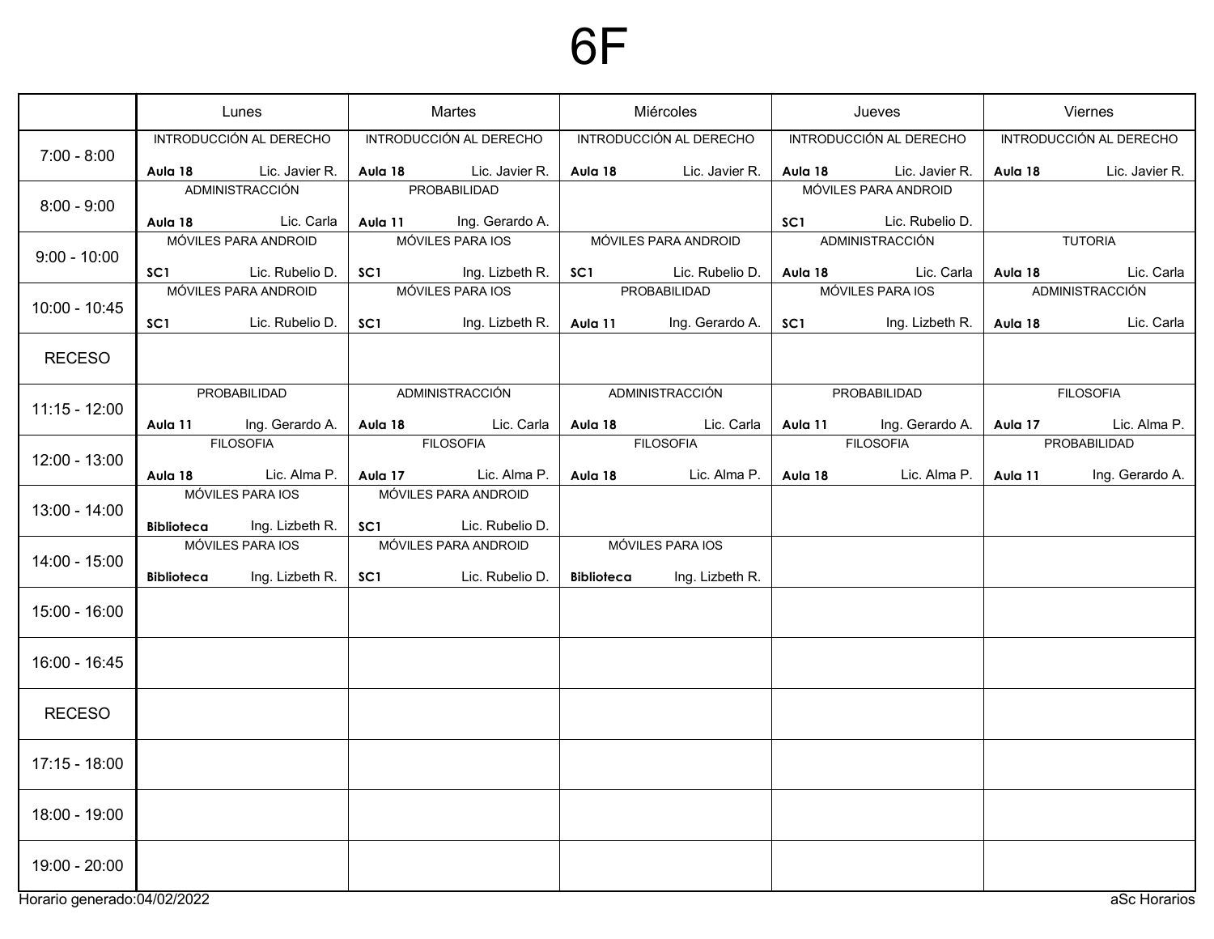# 6F

| | Lunes | Martes | Miércoles | Jueves | Viernes |
|---|---|---|---|---|---|
| 7:00 - 8:00 | INTRODUCCIÓN AL DERECHO<br>**Aula 18** Lic. Javier R. | INTRODUCCIÓN AL DERECHO<br>**Aula 18** Lic. Javier R. | INTRODUCCIÓN AL DERECHO<br>**Aula 18** Lic. Javier R. | INTRODUCCIÓN AL DERECHO<br>**Aula 18** Lic. Javier R. | INTRODUCCIÓN AL DERECHO<br>**Aula 18** Lic. Javier R. |
| 8:00 - 9:00 | ADMINISTRACCIÓN<br>**Aula 18** Lic. Carla | PROBABILIDAD<br>**Aula 11** Ing. Gerardo A. | | MÓVILES PARA ANDROID<br>**SC1** Lic. Rubelio D. | |
| 9:00 - 10:00 | MÓVILES PARA ANDROID<br>**SC1** Lic. Rubelio D. | MÓVILES PARA IOS<br>**SC1** Ing. Lizbeth R. | MÓVILES PARA ANDROID<br>**SC1** Lic. Rubelio D. | ADMINISTRACCIÓN<br>**Aula 18** Lic. Carla | TUTORIA<br>**Aula 18** Lic. Carla |
| 10:00 - 10:45 | MÓVILES PARA ANDROID<br>**SC1** Lic. Rubelio D. | MÓVILES PARA IOS<br>**SC1** Ing. Lizbeth R. | PROBABILIDAD<br>**Aula 11** Ing. Gerardo A. | MÓVILES PARA IOS<br>**SC1** Ing. Lizbeth R. | ADMINISTRACCIÓN<br>**Aula 18** Lic. Carla |
| RECESO | | | | | |
| 11:15 - 12:00 | PROBABILIDAD<br>**Aula 11** Ing. Gerardo A. | ADMINISTRACCIÓN<br>**Aula 18** Lic. Carla | ADMINISTRACCIÓN<br>**Aula 18** Lic. Carla | PROBABILIDAD<br>**Aula 11** Ing. Gerardo A. | FILOSOFIA<br>**Aula 17** Lic. Alma P. |
| 12:00 - 13:00 | FILOSOFIA<br>**Aula 18** Lic. Alma P. | FILOSOFIA<br>**Aula 17** Lic. Alma P. | FILOSOFIA<br>**Aula 18** Lic. Alma P. | FILOSOFIA<br>**Aula 18** Lic. Alma P. | PROBABILIDAD<br>**Aula 11** Ing. Gerardo A. |
| 13:00 - 14:00 | MÓVILES PARA IOS<br>**Biblioteca** Ing. Lizbeth R. | MÓVILES PARA ANDROID<br>**SC1** Lic. Rubelio D. | | | |
| 14:00 - 15:00 | MÓVILES PARA IOS<br>**Biblioteca** Ing. Lizbeth R. | MÓVILES PARA ANDROID<br>**SC1** Lic. Rubelio D. | MÓVILES PARA IOS<br>**Biblioteca** Ing. Lizbeth R. | | |
| 15:00 - 16:00 | | | | | |
| 16:00 - 16:45 | | | | | |
| RECESO | | | | | |
| 17:15 - 18:00 | | | | | |
| 18:00 - 19:00 | | | | | |
| 19:00 - 20:00 | | | | | |

Horario generado:04/02/2022

aSc Horarios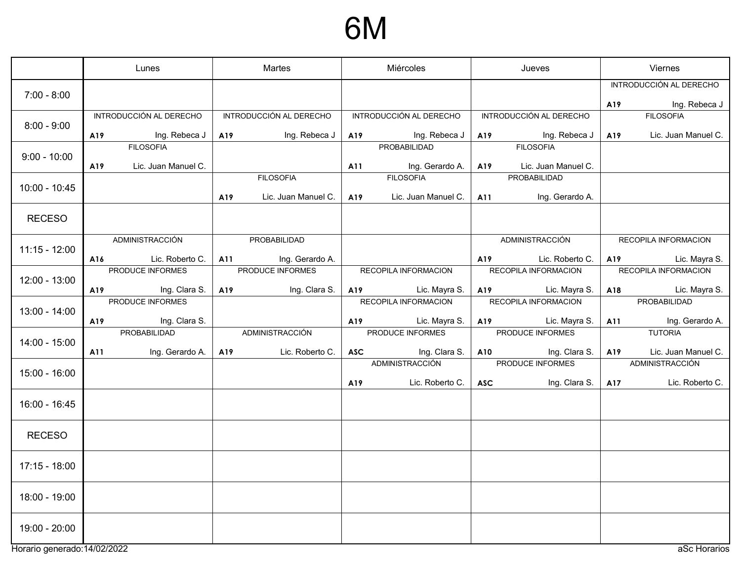# 6M

| | Lunes | Martes | Miércoles | Jueves | Viernes |
|---|---|---|---|---|---|
| 7:00 - 8:00 | | | | | INTRODUCCIÓN AL DERECHO A19 Ing. Rebeca J |
| 8:00 - 9:00 | INTRODUCCIÓN AL DERECHO A19 Ing. Rebeca J | INTRODUCCIÓN AL DERECHO A19 Ing. Rebeca J | INTRODUCCIÓN AL DERECHO A19 Ing. Rebeca J | INTRODUCCIÓN AL DERECHO A19 Ing. Rebeca J | FILOSOFIA A19 Lic. Juan Manuel C. |
| 9:00 - 10:00 | FILOSOFIA A19 Lic. Juan Manuel C. | | PROBABILIDAD A11 Ing. Gerardo A. | FILOSOFIA A19 Lic. Juan Manuel C. | |
| 10:00 - 10:45 | | FILOSOFIA A19 Lic. Juan Manuel C. | FILOSOFIA A19 Lic. Juan Manuel C. | PROBABILIDAD A11 Ing. Gerardo A. | |
| RECESO | | | | | |
| 11:15 - 12:00 | ADMINISTRACCIÓN A16 Lic. Roberto C. | PROBABILIDAD A11 Ing. Gerardo A. | | ADMINISTRACCIÓN A19 Lic. Roberto C. | RECOPILA INFORMACION A19 Lic. Mayra S. |
| 12:00 - 13:00 | PRODUCE INFORMES A19 Ing. Clara S. | PRODUCE INFORMES A19 Ing. Clara S. | RECOPILA INFORMACION A19 Lic. Mayra S. | RECOPILA INFORMACION A19 Lic. Mayra S. | RECOPILA INFORMACION A18 Lic. Mayra S. |
| 13:00 - 14:00 | PRODUCE INFORMES A19 Ing. Clara S. | | RECOPILA INFORMACION A19 Lic. Mayra S. | RECOPILA INFORMACION A19 Lic. Mayra S. | PROBABILIDAD A11 Ing. Gerardo A. |
| 14:00 - 15:00 | PROBABILIDAD A11 Ing. Gerardo A. | ADMINISTRACCIÓN A19 Lic. Roberto C. | PRODUCE INFORMES ASC Ing. Clara S. | PRODUCE INFORMES A10 Ing. Clara S. | TUTORIA A19 Lic. Juan Manuel C. |
| 15:00 - 16:00 | | | ADMINISTRACCIÓN A19 Lic. Roberto C. | PRODUCE INFORMES ASC Ing. Clara S. | ADMINISTRACCIÓN A17 Lic. Roberto C. |
| 16:00 - 16:45 | | | | | |
| RECESO | | | | | |
| 17:15 - 18:00 | | | | | |
| 18:00 - 19:00 | | | | | |
| 19:00 - 20:00 | | | | | |

Horario generado:14/02/2022 aSc Horarios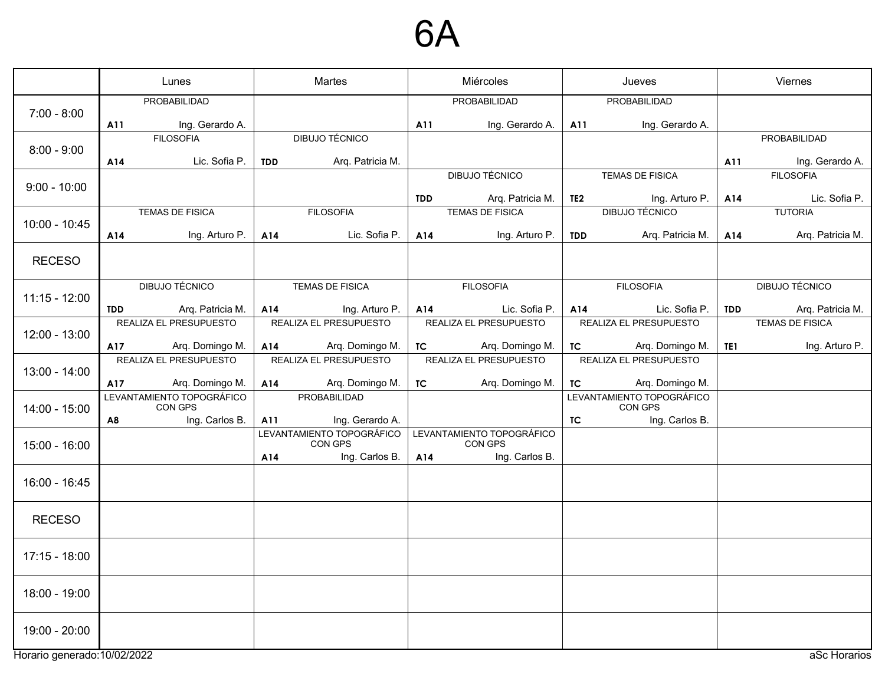# 6A

| | Lunes | Martes | Miércoles | Jueves | Viernes |
|---|---|---|---|---|---|
| 7:00 - 8:00 | PROBABILIDAD A11 Ing. Gerardo A. | | PROBABILIDAD A11 Ing. Gerardo A. | PROBABILIDAD A11 Ing. Gerardo A. | |
| 8:00 - 9:00 | FILOSOFIA A14 Lic. Sofia P. | DIBUJO TÉCNICO TDD Arq. Patricia M. | | | PROBABILIDAD A11 Ing. Gerardo A. |
| 9:00 - 10:00 | | | DIBUJO TÉCNICO TDD Arq. Patricia M. | TEMAS DE FISICA TE2 Ing. Arturo P. | FILOSOFIA A14 Lic. Sofia P. |
| 10:00 - 10:45 | TEMAS DE FISICA A14 Ing. Arturo P. | FILOSOFIA A14 Lic. Sofia P. | TEMAS DE FISICA A14 Ing. Arturo P. | DIBUJO TÉCNICO TDD Arq. Patricia M. | TUTORIA A14 Arq. Patricia M. |
| RECESO | | | | | |
| 11:15 - 12:00 | DIBUJO TÉCNICO TDD Arq. Patricia M. | TEMAS DE FISICA A14 Ing. Arturo P. | FILOSOFIA A14 Lic. Sofia P. | FILOSOFIA A14 Lic. Sofia P. | DIBUJO TÉCNICO TDD Arq. Patricia M. |
| 12:00 - 13:00 | REALIZA EL PRESUPUESTO A17 Arq. Domingo M. | REALIZA EL PRESUPUESTO A14 Arq. Domingo M. | REALIZA EL PRESUPUESTO TC Arq. Domingo M. | REALIZA EL PRESUPUESTO TC Arq. Domingo M. | TEMAS DE FISICA TE1 Ing. Arturo P. |
| 13:00 - 14:00 | REALIZA EL PRESUPUESTO A17 Arq. Domingo M. | REALIZA EL PRESUPUESTO A14 Arq. Domingo M. | REALIZA EL PRESUPUESTO TC Arq. Domingo M. | REALIZA EL PRESUPUESTO TC Arq. Domingo M. | |
| 14:00 - 15:00 | LEVANTAMIENTO TOPOGRÁFICO CON GPS A8 Ing. Carlos B. | PROBABILIDAD A11 Ing. Gerardo A. | | LEVANTAMIENTO TOPOGRÁFICO CON GPS TC Ing. Carlos B. | |
| 15:00 - 16:00 | | LEVANTAMIENTO TOPOGRÁFICO CON GPS A14 Ing. Carlos B. | LEVANTAMIENTO TOPOGRÁFICO CON GPS A14 Ing. Carlos B. | | |
| 16:00 - 16:45 | | | | | |
| RECESO | | | | | |
| 17:15 - 18:00 | | | | | |
| 18:00 - 19:00 | | | | | |
| 19:00 - 20:00 | | | | | |

Horario generado:10/02/2022

aSc Horarios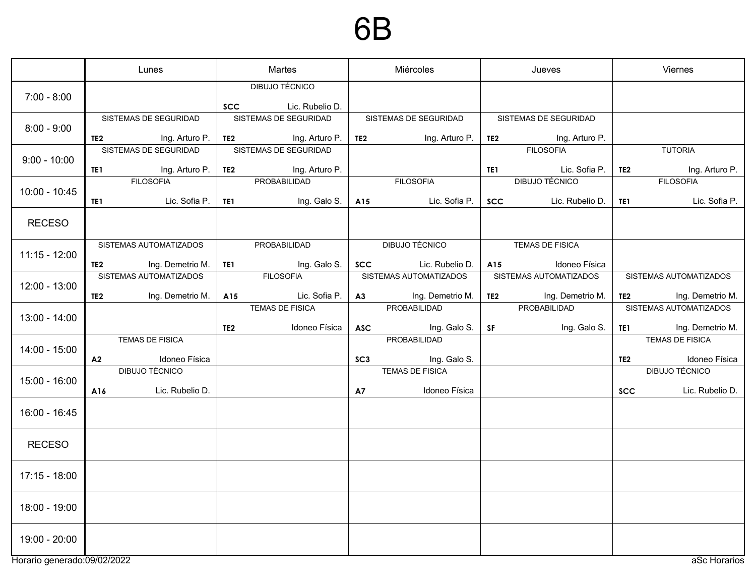# 6B

| | Lunes | Martes | Miércoles | Jueves | Viernes |
|---|---|---|---|---|---|
| 7:00 - 8:00 | | DIBUJO TÉCNICO SCC Lic. Rubelio D. | | | |
| 8:00 - 9:00 | SISTEMAS DE SEGURIDAD TE2 Ing. Arturo P. | SISTEMAS DE SEGURIDAD TE2 Ing. Arturo P. | SISTEMAS DE SEGURIDAD TE2 Ing. Arturo P. | SISTEMAS DE SEGURIDAD TE2 Ing. Arturo P. | |
| 9:00 - 10:00 | SISTEMAS DE SEGURIDAD TE1 Ing. Arturo P. | SISTEMAS DE SEGURIDAD TE2 Ing. Arturo P. | | FILOSOFIA TE1 Lic. Sofia P. | TUTORIA TE2 Ing. Arturo P. |
| 10:00 - 10:45 | FILOSOFIA TE1 Lic. Sofia P. | PROBABILIDAD TE1 Ing. Galo S. | FILOSOFIA A15 Lic. Sofia P. | DIBUJO TÉCNICO SCC Lic. Rubelio D. | FILOSOFIA TE1 Lic. Sofia P. |
| RECESO | | | | | |
| 11:15 - 12:00 | SISTEMAS AUTOMATIZADOS TE2 Ing. Demetrio M. | PROBABILIDAD TE1 Ing. Galo S. | DIBUJO TÉCNICO SCC Lic. Rubelio D. | TEMAS DE FISICA A15 Idoneo Física | |
| 12:00 - 13:00 | SISTEMAS AUTOMATIZADOS TE2 Ing. Demetrio M. | FILOSOFIA A15 Lic. Sofia P. | SISTEMAS AUTOMATIZADOS A3 Ing. Demetrio M. | SISTEMAS AUTOMATIZADOS TE2 Ing. Demetrio M. | SISTEMAS AUTOMATIZADOS TE2 Ing. Demetrio M. |
| 13:00 - 14:00 | | TEMAS DE FISICA TE2 Idoneo Física | PROBABILIDAD ASC Ing. Galo S. | PROBABILIDAD SF Ing. Galo S. | SISTEMAS AUTOMATIZADOS TE1 Ing. Demetrio M. |
| 14:00 - 15:00 | TEMAS DE FISICA A2 Idoneo Física | | PROBABILIDAD SC3 Ing. Galo S. | | TEMAS DE FISICA TE2 Idoneo Física |
| 15:00 - 16:00 | DIBUJO TÉCNICO A16 Lic. Rubelio D. | | TEMAS DE FISICA A7 Idoneo Física | | DIBUJO TÉCNICO SCC Lic. Rubelio D. |
| 16:00 - 16:45 | | | | | |
| RECESO | | | | | |
| 17:15 - 18:00 | | | | | |
| 18:00 - 19:00 | | | | | |
| 19:00 - 20:00 | | | | | |

Horario generado:09/02/2022

aSc Horarios